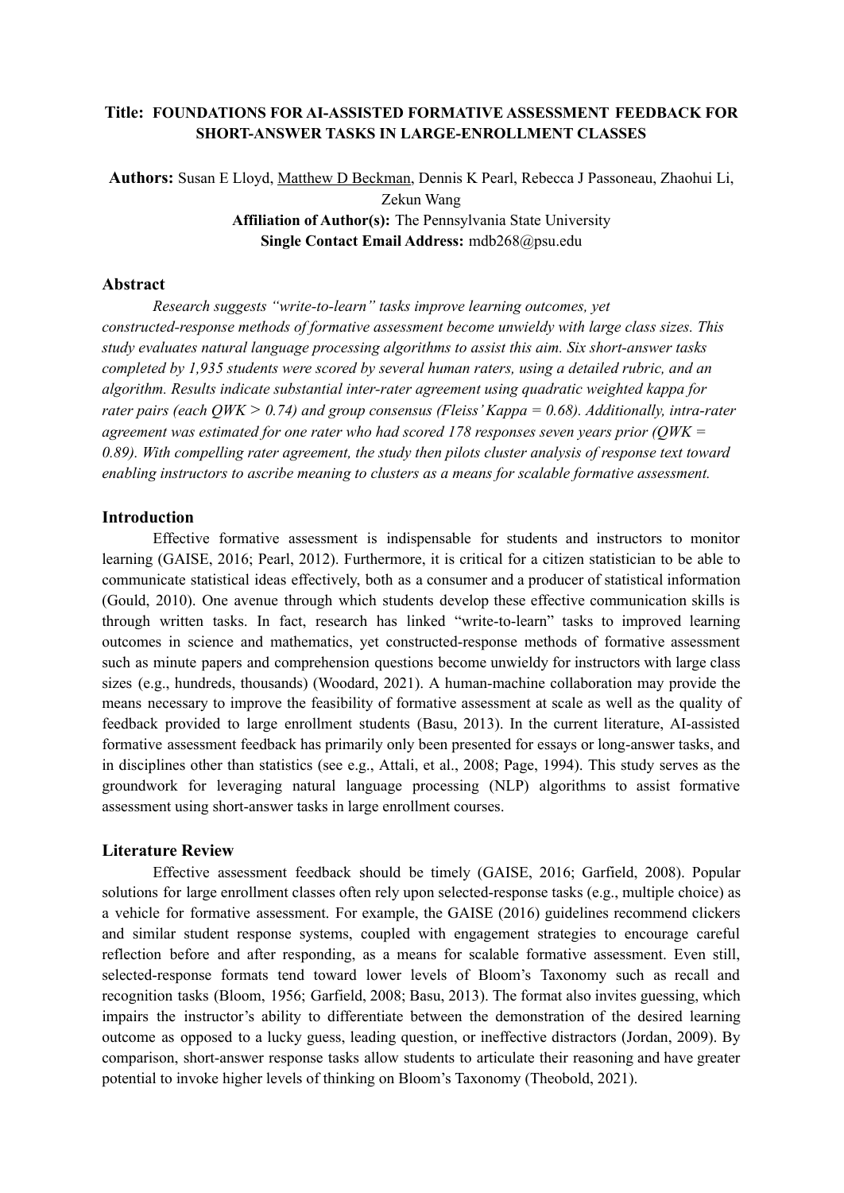**Title: FOUNDATIONS FOR AI-ASSISTED FORMATIVE ASSESSMENT FEEDBACK FOR SHORT-ANSWER TASKS IN LARGE-ENROLLMENT CLASSES**

**Authors:** Susan E Lloyd, Matthew D Beckman, Dennis K Pearl, Rebecca J Passoneau, Zhaohui Li, Zekun Wang

**Affiliation of Author(s):** The Pennsylvania State University

**Single Contact Email Address:** mdb268@psu.edu

## Abstract

*Research suggests "write-to-learn" tasks improve learning outcomes, yet constructed-response methods of formative assessment become unwieldy with large class sizes. This study evaluates natural language processing algorithms to assist this aim. Six short-answer tasks completed by 1,935 students were scored by several human raters, using a detailed rubric, and an algorithm. Results indicate substantial inter-rater agreement using quadratic weighted kappa for rater pairs (each QWK > 0.74) and group consensus (Fleiss' Kappa = 0.68). Additionally, intra-rater agreement was estimated for one rater who had scored 178 responses seven years prior (QWK = 0.89). With compelling rater agreement, the study then pilots cluster analysis of response text toward enabling instructors to ascribe meaning to clusters as a means for scalable formative assessment.*

## Introduction

Effective formative assessment is indispensable for students and instructors to monitor learning (GAISE, 2016; Pearl, 2012). Furthermore, it is critical for a citizen statistician to be able to communicate statistical ideas effectively, both as a consumer and a producer of statistical information (Gould, 2010). One avenue through which students develop these effective communication skills is through written tasks. In fact, research has linked "write-to-learn" tasks to improved learning outcomes in science and mathematics, yet constructed-response methods of formative assessment such as minute papers and comprehension questions become unwieldy for instructors with large class sizes (e.g., hundreds, thousands) (Woodard, 2021). A human-machine collaboration may provide the means necessary to improve the feasibility of formative assessment at scale as well as the quality of feedback provided to large enrollment students (Basu, 2013). In the current literature, AI-assisted formative assessment feedback has primarily only been presented for essays or long-answer tasks, and in disciplines other than statistics (see e.g., Attali, et al., 2008; Page, 1994). This study serves as the groundwork for leveraging natural language processing (NLP) algorithms to assist formative assessment using short-answer tasks in large enrollment courses.

## Literature Review

Effective assessment feedback should be timely (GAISE, 2016; Garfield, 2008). Popular solutions for large enrollment classes often rely upon selected-response tasks (e.g., multiple choice) as a vehicle for formative assessment. For example, the GAISE (2016) guidelines recommend clickers and similar student response systems, coupled with engagement strategies to encourage careful reflection before and after responding, as a means for scalable formative assessment. Even still, selected-response formats tend toward lower levels of Bloom's Taxonomy such as recall and recognition tasks (Bloom, 1956; Garfield, 2008; Basu, 2013). The format also invites guessing, which impairs the instructor's ability to differentiate between the demonstration of the desired learning outcome as opposed to a lucky guess, leading question, or ineffective distractors (Jordan, 2009). By comparison, short-answer response tasks allow students to articulate their reasoning and have greater potential to invoke higher levels of thinking on Bloom's Taxonomy (Theobold, 2021).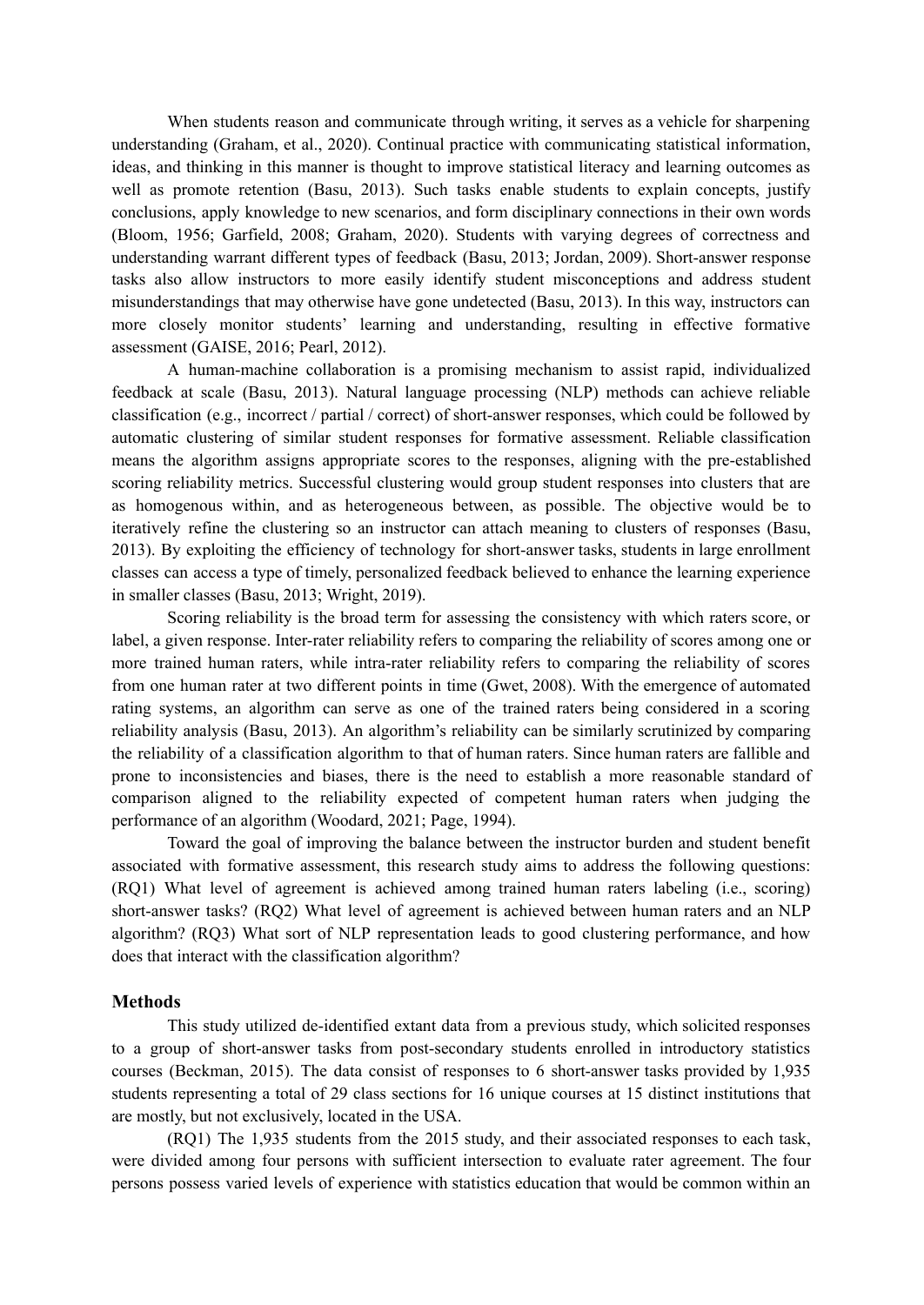When students reason and communicate through writing, it serves as a vehicle for sharpening understanding (Graham, et al., 2020). Continual practice with communicating statistical information, ideas, and thinking in this manner is thought to improve statistical literacy and learning outcomes as well as promote retention (Basu, 2013). Such tasks enable students to explain concepts, justify conclusions, apply knowledge to new scenarios, and form disciplinary connections in their own words (Bloom, 1956; Garfield, 2008; Graham, 2020). Students with varying degrees of correctness and understanding warrant different types of feedback (Basu, 2013; Jordan, 2009). Short-answer response tasks also allow instructors to more easily identify student misconceptions and address student misunderstandings that may otherwise have gone undetected (Basu, 2013). In this way, instructors can more closely monitor students' learning and understanding, resulting in effective formative assessment (GAISE, 2016; Pearl, 2012).

A human-machine collaboration is a promising mechanism to assist rapid, individualized feedback at scale (Basu, 2013). Natural language processing (NLP) methods can achieve reliable classification (e.g., incorrect / partial / correct) of short-answer responses, which could be followed by automatic clustering of similar student responses for formative assessment. Reliable classification means the algorithm assigns appropriate scores to the responses, aligning with the pre-established scoring reliability metrics. Successful clustering would group student responses into clusters that are as homogenous within, and as heterogeneous between, as possible. The objective would be to iteratively refine the clustering so an instructor can attach meaning to clusters of responses (Basu, 2013). By exploiting the efficiency of technology for short-answer tasks, students in large enrollment classes can access a type of timely, personalized feedback believed to enhance the learning experience in smaller classes (Basu, 2013; Wright, 2019).

Scoring reliability is the broad term for assessing the consistency with which raters score, or label, a given response. Inter-rater reliability refers to comparing the reliability of scores among one or more trained human raters, while intra-rater reliability refers to comparing the reliability of scores from one human rater at two different points in time (Gwet, 2008). With the emergence of automated rating systems, an algorithm can serve as one of the trained raters being considered in a scoring reliability analysis (Basu, 2013). An algorithm's reliability can be similarly scrutinized by comparing the reliability of a classification algorithm to that of human raters. Since human raters are fallible and prone to inconsistencies and biases, there is the need to establish a more reasonable standard of comparison aligned to the reliability expected of competent human raters when judging the performance of an algorithm (Woodard, 2021; Page, 1994).

Toward the goal of improving the balance between the instructor burden and student benefit associated with formative assessment, this research study aims to address the following questions: (RQ1) What level of agreement is achieved among trained human raters labeling (i.e., scoring) short-answer tasks? (RQ2) What level of agreement is achieved between human raters and an NLP algorithm? (RQ3) What sort of NLP representation leads to good clustering performance, and how does that interact with the classification algorithm?

## Methods

This study utilized de-identified extant data from a previous study, which solicited responses to a group of short-answer tasks from post-secondary students enrolled in introductory statistics courses (Beckman, 2015). The data consist of responses to 6 short-answer tasks provided by 1,935 students representing a total of 29 class sections for 16 unique courses at 15 distinct institutions that are mostly, but not exclusively, located in the USA.

(RQ1) The 1,935 students from the 2015 study, and their associated responses to each task, were divided among four persons with sufficient intersection to evaluate rater agreement. The four persons possess varied levels of experience with statistics education that would be common within an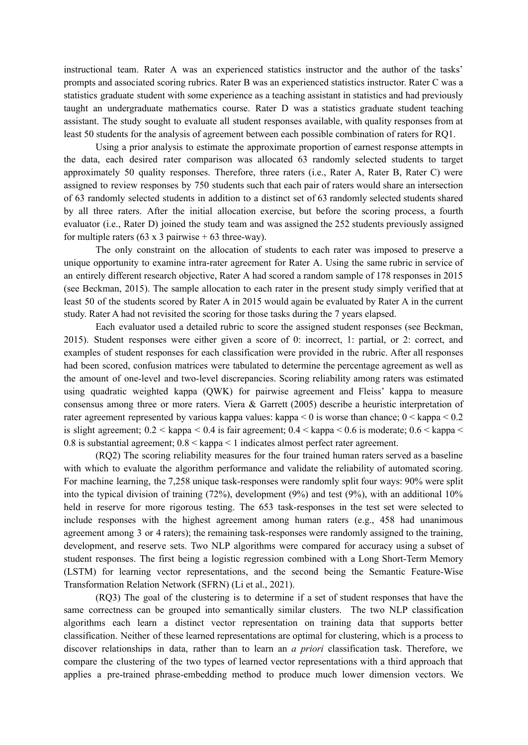instructional team. Rater A was an experienced statistics instructor and the author of the tasks' prompts and associated scoring rubrics. Rater B was an experienced statistics instructor. Rater C was a statistics graduate student with some experience as a teaching assistant in statistics and had previously taught an undergraduate mathematics course. Rater D was a statistics graduate student teaching assistant. The study sought to evaluate all student responses available, with quality responses from at least 50 students for the analysis of agreement between each possible combination of raters for RQ1.

Using a prior analysis to estimate the approximate proportion of earnest response attempts in the data, each desired rater comparison was allocated 63 randomly selected students to target approximately 50 quality responses. Therefore, three raters (i.e., Rater A, Rater B, Rater C) were assigned to review responses by 750 students such that each pair of raters would share an intersection of 63 randomly selected students in addition to a distinct set of 63 randomly selected students shared by all three raters. After the initial allocation exercise, but before the scoring process, a fourth evaluator (i.e., Rater D) joined the study team and was assigned the 252 students previously assigned for multiple raters (63 x 3 pairwise + 63 three-way).

The only constraint on the allocation of students to each rater was imposed to preserve a unique opportunity to examine intra-rater agreement for Rater A. Using the same rubric in service of an entirely different research objective, Rater A had scored a random sample of 178 responses in 2015 (see Beckman, 2015). The sample allocation to each rater in the present study simply verified that at least 50 of the students scored by Rater A in 2015 would again be evaluated by Rater A in the current study. Rater A had not revisited the scoring for those tasks during the 7 years elapsed.

Each evaluator used a detailed rubric to score the assigned student responses (see Beckman, 2015). Student responses were either given a score of 0: incorrect, 1: partial, or 2: correct, and examples of student responses for each classification were provided in the rubric. After all responses had been scored, confusion matrices were tabulated to determine the percentage agreement as well as the amount of one-level and two-level discrepancies. Scoring reliability among raters was estimated using quadratic weighted kappa (QWK) for pairwise agreement and Fleiss' kappa to measure consensus among three or more raters. Viera & Garrett (2005) describe a heuristic interpretation of rater agreement represented by various kappa values: kappa < 0 is worse than chance; 0 < kappa < 0.2 is slight agreement; 0.2 < kappa < 0.4 is fair agreement; 0.4 < kappa < 0.6 is moderate; 0.6 < kappa < 0.8 is substantial agreement; 0.8 < kappa < 1 indicates almost perfect rater agreement.

(RQ2) The scoring reliability measures for the four trained human raters served as a baseline with which to evaluate the algorithm performance and validate the reliability of automated scoring. For machine learning, the 7,258 unique task-responses were randomly split four ways: 90% were split into the typical division of training (72%), development (9%) and test (9%), with an additional 10% held in reserve for more rigorous testing. The 653 task-responses in the test set were selected to include responses with the highest agreement among human raters (e.g., 458 had unanimous agreement among 3 or 4 raters); the remaining task-responses were randomly assigned to the training, development, and reserve sets. Two NLP algorithms were compared for accuracy using a subset of student responses. The first being a logistic regression combined with a Long Short-Term Memory (LSTM) for learning vector representations, and the second being the Semantic Feature-Wise Transformation Relation Network (SFRN) (Li et al., 2021).

(RQ3) The goal of the clustering is to determine if a set of student responses that have the same correctness can be grouped into semantically similar clusters. The two NLP classification algorithms each learn a distinct vector representation on training data that supports better classification. Neither of these learned representations are optimal for clustering, which is a process to discover relationships in data, rather than to learn an *a priori* classification task. Therefore, we compare the clustering of the two types of learned vector representations with a third approach that applies a pre-trained phrase-embedding method to produce much lower dimension vectors. We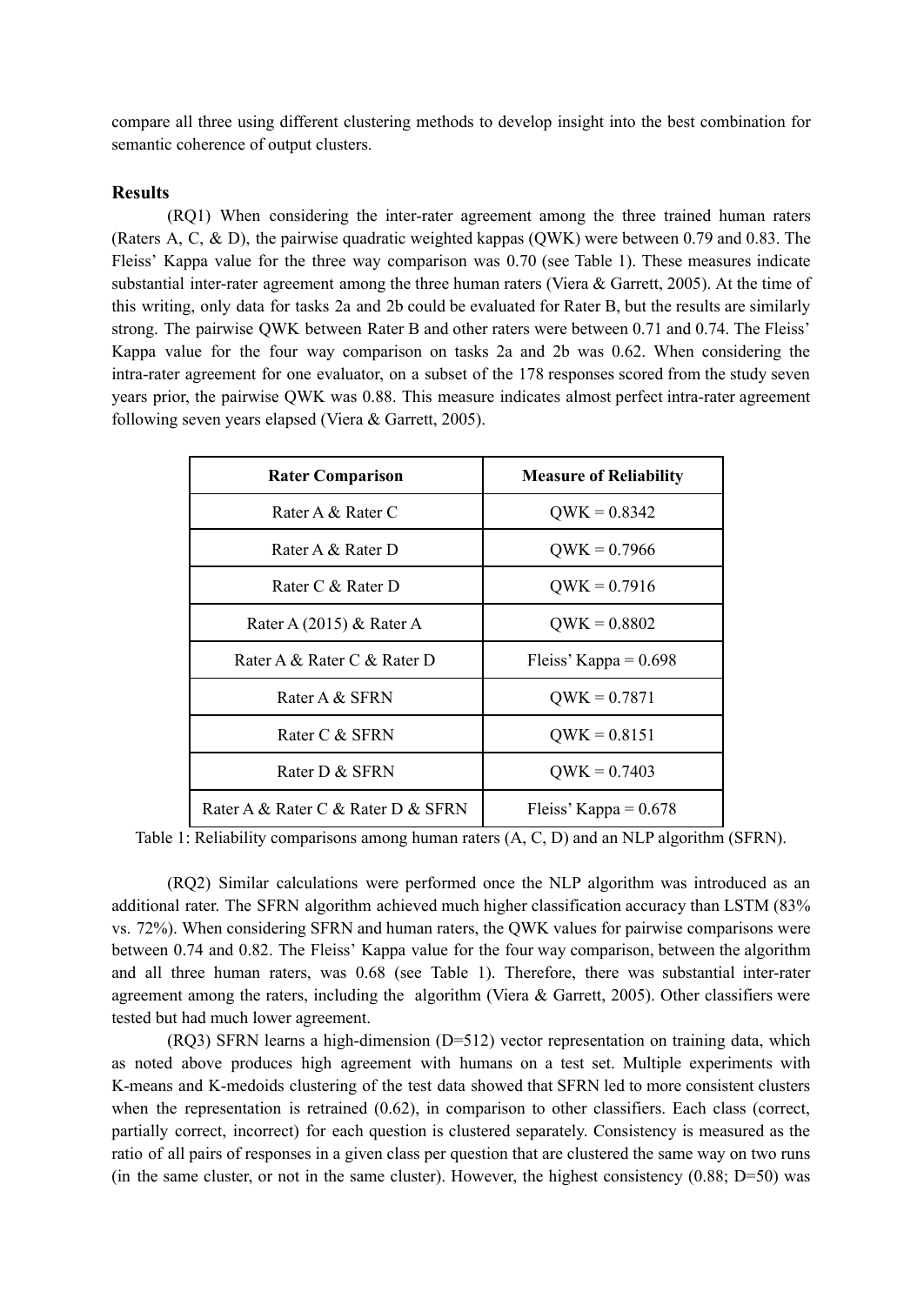compare all three using different clustering methods to develop insight into the best combination for semantic coherence of output clusters.

## Results

(RQ1) When considering the inter-rater agreement among the three trained human raters (Raters A, C, & D), the pairwise quadratic weighted kappas (QWK) were between 0.79 and 0.83. The Fleiss' Kappa value for the three way comparison was 0.70 (see Table 1). These measures indicate substantial inter-rater agreement among the three human raters (Viera & Garrett, 2005). At the time of this writing, only data for tasks 2a and 2b could be evaluated for Rater B, but the results are similarly strong. The pairwise QWK between Rater B and other raters were between 0.71 and 0.74. The Fleiss' Kappa value for the four way comparison on tasks 2a and 2b was 0.62. When considering the intra-rater agreement for one evaluator, on a subset of the 178 responses scored from the study seven years prior, the pairwise QWK was 0.88. This measure indicates almost perfect intra-rater agreement following seven years elapsed (Viera & Garrett, 2005).

| Rater Comparison | Measure of Reliability |
|---|---|
| Rater A & Rater C | QWK = 0.8342 |
| Rater A & Rater D | QWK = 0.7966 |
| Rater C & Rater D | QWK = 0.7916 |
| Rater A (2015) & Rater A | QWK = 0.8802 |
| Rater A & Rater C & Rater D | Fleiss' Kappa = 0.698 |
| Rater A & SFRN | QWK = 0.7871 |
| Rater C & SFRN | QWK = 0.8151 |
| Rater D & SFRN | QWK = 0.7403 |
| Rater A & Rater C & Rater D & SFRN | Fleiss' Kappa = 0.678 |

Table 1: Reliability comparisons among human raters (A, C, D) and an NLP algorithm (SFRN).

(RQ2) Similar calculations were performed once the NLP algorithm was introduced as an additional rater. The SFRN algorithm achieved much higher classification accuracy than LSTM (83% vs. 72%). When considering SFRN and human raters, the QWK values for pairwise comparisons were between 0.74 and 0.82. The Fleiss' Kappa value for the four way comparison, between the algorithm and all three human raters, was 0.68 (see Table 1). Therefore, there was substantial inter-rater agreement among the raters, including the algorithm (Viera & Garrett, 2005). Other classifiers were tested but had much lower agreement.

(RQ3) SFRN learns a high-dimension (D=512) vector representation on training data, which as noted above produces high agreement with humans on a test set. Multiple experiments with K-means and K-medoids clustering of the test data showed that SFRN led to more consistent clusters when the representation is retrained (0.62), in comparison to other classifiers. Each class (correct, partially correct, incorrect) for each question is clustered separately. Consistency is measured as the ratio of all pairs of responses in a given class per question that are clustered the same way on two runs (in the same cluster, or not in the same cluster). However, the highest consistency (0.88; D=50) was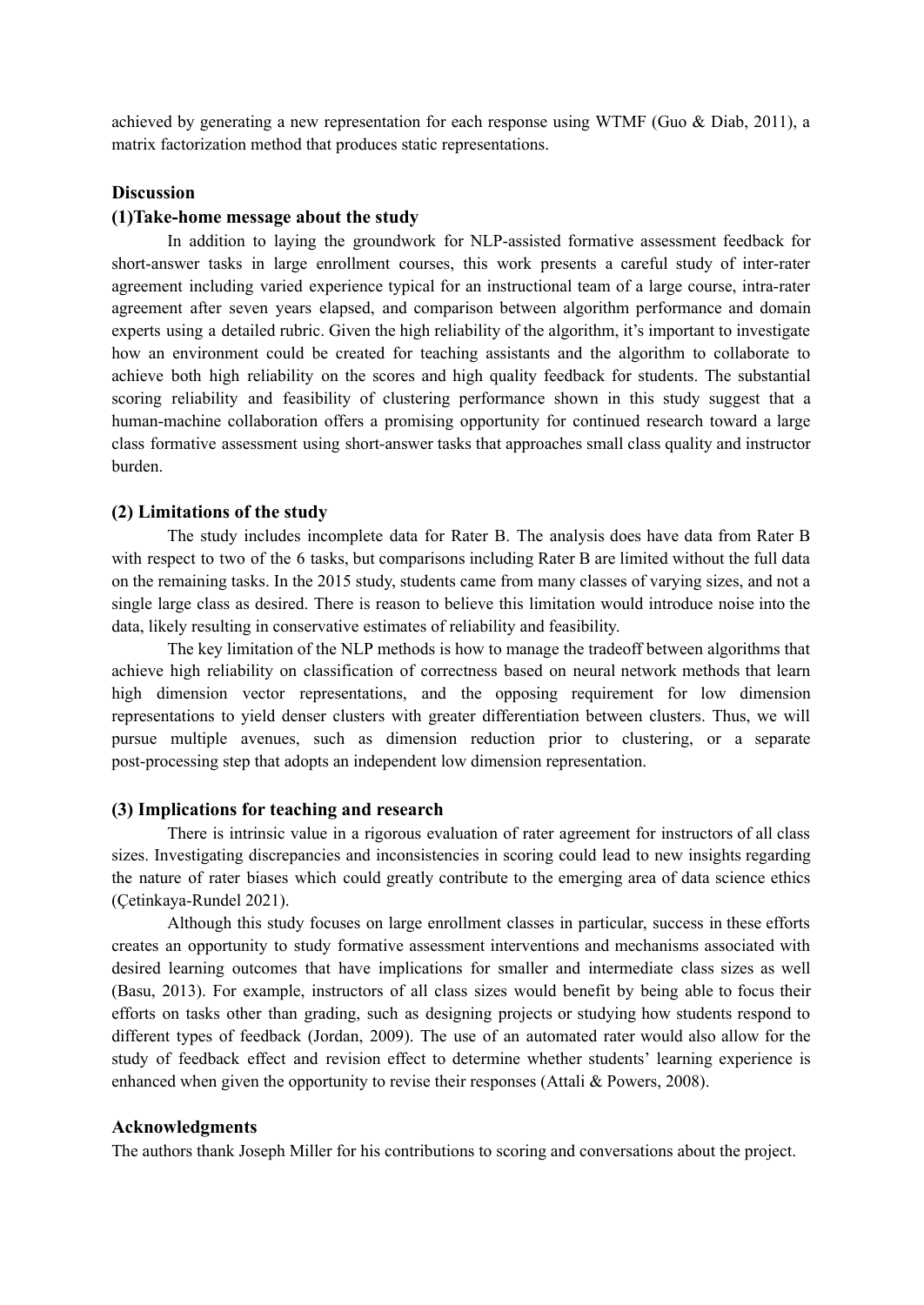achieved by generating a new representation for each response using WTMF (Guo & Diab, 2011), a matrix factorization method that produces static representations.

## Discussion

### (1)Take-home message about the study

In addition to laying the groundwork for NLP-assisted formative assessment feedback for short-answer tasks in large enrollment courses, this work presents a careful study of inter-rater agreement including varied experience typical for an instructional team of a large course, intra-rater agreement after seven years elapsed, and comparison between algorithm performance and domain experts using a detailed rubric. Given the high reliability of the algorithm, it's important to investigate how an environment could be created for teaching assistants and the algorithm to collaborate to achieve both high reliability on the scores and high quality feedback for students. The substantial scoring reliability and feasibility of clustering performance shown in this study suggest that a human-machine collaboration offers a promising opportunity for continued research toward a large class formative assessment using short-answer tasks that approaches small class quality and instructor burden.

### (2) Limitations of the study

The study includes incomplete data for Rater B. The analysis does have data from Rater B with respect to two of the 6 tasks, but comparisons including Rater B are limited without the full data on the remaining tasks. In the 2015 study, students came from many classes of varying sizes, and not a single large class as desired. There is reason to believe this limitation would introduce noise into the data, likely resulting in conservative estimates of reliability and feasibility.

The key limitation of the NLP methods is how to manage the tradeoff between algorithms that achieve high reliability on classification of correctness based on neural network methods that learn high dimension vector representations, and the opposing requirement for low dimension representations to yield denser clusters with greater differentiation between clusters. Thus, we will pursue multiple avenues, such as dimension reduction prior to clustering, or a separate post-processing step that adopts an independent low dimension representation.

### (3) Implications for teaching and research

There is intrinsic value in a rigorous evaluation of rater agreement for instructors of all class sizes. Investigating discrepancies and inconsistencies in scoring could lead to new insights regarding the nature of rater biases which could greatly contribute to the emerging area of data science ethics (Çetinkaya-Rundel 2021).

Although this study focuses on large enrollment classes in particular, success in these efforts creates an opportunity to study formative assessment interventions and mechanisms associated with desired learning outcomes that have implications for smaller and intermediate class sizes as well (Basu, 2013). For example, instructors of all class sizes would benefit by being able to focus their efforts on tasks other than grading, such as designing projects or studying how students respond to different types of feedback (Jordan, 2009). The use of an automated rater would also allow for the study of feedback effect and revision effect to determine whether students' learning experience is enhanced when given the opportunity to revise their responses (Attali & Powers, 2008).

## Acknowledgments

The authors thank Joseph Miller for his contributions to scoring and conversations about the project.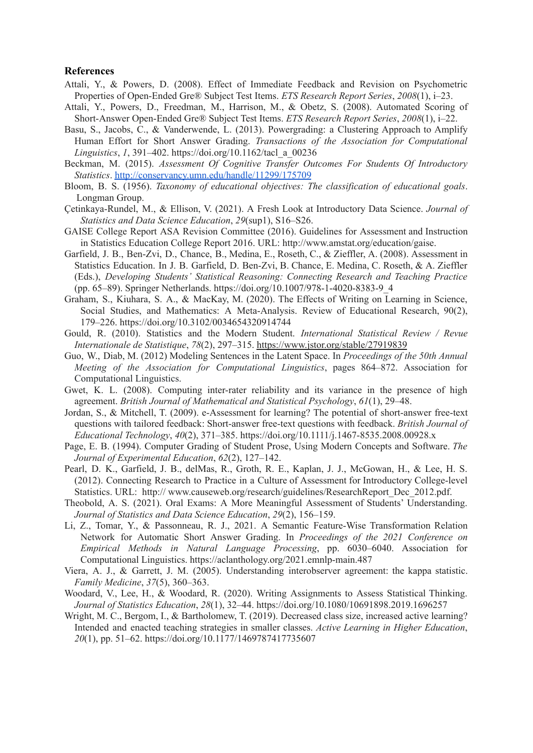## References

Attali, Y., & Powers, D. (2008). Effect of Immediate Feedback and Revision on Psychometric Properties of Open-Ended Gre® Subject Test Items. *ETS Research Report Series*, *2008*(1), i–23.

Attali, Y., Powers, D., Freedman, M., Harrison, M., & Obetz, S. (2008). Automated Scoring of Short-Answer Open-Ended Gre® Subject Test Items. *ETS Research Report Series*, *2008*(1), i–22.

Basu, S., Jacobs, C., & Vanderwende, L. (2013). Powergrading: a Clustering Approach to Amplify Human Effort for Short Answer Grading. *Transactions of the Association for Computational Linguistics*, *1*, 391–402. https://doi.org/10.1162/tacl_a_00236

Beckman, M. (2015). *Assessment Of Cognitive Transfer Outcomes For Students Of Introductory Statistics*. http://conservancy.umn.edu/handle/11299/175709

Bloom, B. S. (1956). *Taxonomy of educational objectives: The classification of educational goals*. Longman Group.

Çetinkaya-Rundel, M., & Ellison, V. (2021). A Fresh Look at Introductory Data Science. *Journal of Statistics and Data Science Education*, *29*(sup1), S16–S26.

GAISE College Report ASA Revision Committee (2016). Guidelines for Assessment and Instruction in Statistics Education College Report 2016. URL: http://www.amstat.org/education/gaise.

Garfield, J. B., Ben-Zvi, D., Chance, B., Medina, E., Roseth, C., & Zieffler, A. (2008). Assessment in Statistics Education. In J. B. Garfield, D. Ben-Zvi, B. Chance, E. Medina, C. Roseth, & A. Zieffler (Eds.), *Developing Students' Statistical Reasoning: Connecting Research and Teaching Practice* (pp. 65–89). Springer Netherlands. https://doi.org/10.1007/978-1-4020-8383-9_4

Graham, S., Kiuhara, S. A., & MacKay, M. (2020). The Effects of Writing on Learning in Science, Social Studies, and Mathematics: A Meta-Analysis. Review of Educational Research, 90(2), 179–226. https://doi.org/10.3102/0034654320914744

Gould, R. (2010). Statistics and the Modern Student. *International Statistical Review / Revue Internationale de Statistique*, *78*(2), 297–315. https://www.jstor.org/stable/27919839

Guo, W., Diab, M. (2012) Modeling Sentences in the Latent Space. In *Proceedings of the 50th Annual Meeting of the Association for Computational Linguistics*, pages 864–872. Association for Computational Linguistics.

Gwet, K. L. (2008). Computing inter-rater reliability and its variance in the presence of high agreement. *British Journal of Mathematical and Statistical Psychology*, *61*(1), 29–48.

Jordan, S., & Mitchell, T. (2009). e-Assessment for learning? The potential of short-answer free-text questions with tailored feedback: Short-answer free-text questions with feedback. *British Journal of Educational Technology*, *40*(2), 371–385. https://doi.org/10.1111/j.1467-8535.2008.00928.x

Page, E. B. (1994). Computer Grading of Student Prose, Using Modern Concepts and Software. *The Journal of Experimental Education*, *62*(2), 127–142.

Pearl, D. K., Garfield, J. B., delMas, R., Groth, R. E., Kaplan, J. J., McGowan, H., & Lee, H. S. (2012). Connecting Research to Practice in a Culture of Assessment for Introductory College-level Statistics. URL: http:// www.causeweb.org/research/guidelines/ResearchReport_Dec_2012.pdf.

Theobold, A. S. (2021). Oral Exams: A More Meaningful Assessment of Students' Understanding. *Journal of Statistics and Data Science Education*, *29*(2), 156–159.

Li, Z., Tomar, Y., & Passonneau, R. J., 2021. A Semantic Feature-Wise Transformation Relation Network for Automatic Short Answer Grading. In *Proceedings of the 2021 Conference on Empirical Methods in Natural Language Processing*, pp. 6030–6040. Association for Computational Linguistics. https://aclanthology.org/2021.emnlp-main.487

Viera, A. J., & Garrett, J. M. (2005). Understanding interobserver agreement: the kappa statistic. *Family Medicine*, *37*(5), 360–363.

Woodard, V., Lee, H., & Woodard, R. (2020). Writing Assignments to Assess Statistical Thinking. *Journal of Statistics Education*, *28*(1), 32–44. https://doi.org/10.1080/10691898.2019.1696257

Wright, M. C., Bergom, I., & Bartholomew, T. (2019). Decreased class size, increased active learning? Intended and enacted teaching strategies in smaller classes. *Active Learning in Higher Education*, *20*(1), pp. 51–62. https://doi.org/10.1177/1469787417735607